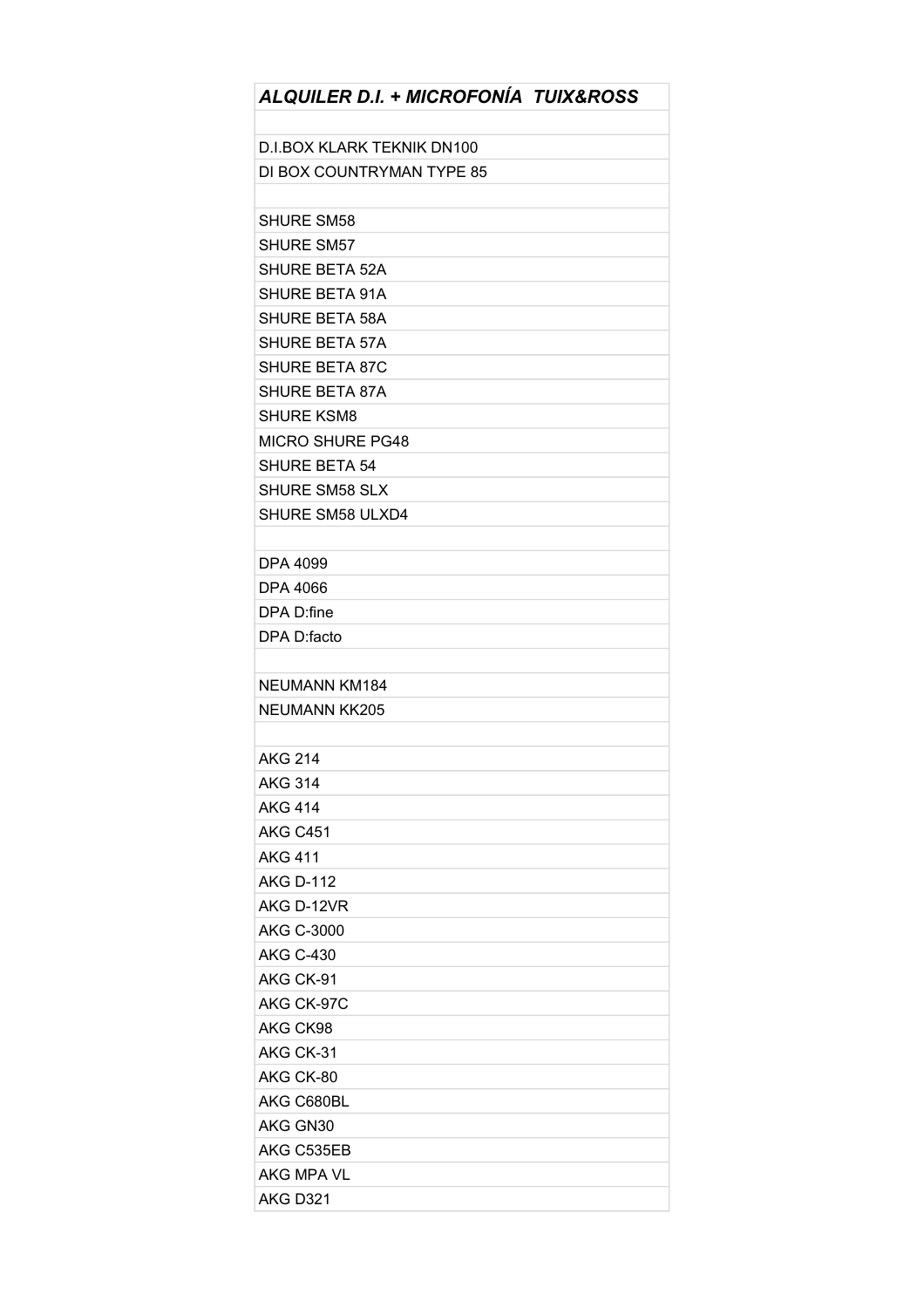| *ALQUILER D.I. + MICROFONÍA TUIX&ROSS* |
| --- |
| |
| D.I.BOX KLARK TEKNIK DN100 |
| DI BOX COUNTRYMAN TYPE 85 |
| |
| SHURE SM58 |
| SHURE SM57 |
| SHURE BETA 52A |
| SHURE BETA 91A |
| SHURE BETA 58A |
| SHURE BETA 57A |
| SHURE BETA 87C |
| SHURE BETA 87A |
| SHURE KSM8 |
| MICRO SHURE PG48 |
| SHURE BETA 54 |
| SHURE SM58 SLX |
| SHURE SM58 ULXD4 |
| |
| DPA 4099 |
| DPA 4066 |
| DPA D:fine |
| DPA D:facto |
| |
| NEUMANN KM184 |
| NEUMANN KK205 |
| |
| AKG 214 |
| AKG 314 |
| AKG 414 |
| AKG C451 |
| AKG 411 |
| AKG D-112 |
| AKG D-12VR |
| AKG C-3000 |
| AKG C-430 |
| AKG CK-91 |
| AKG CK-97C |
| AKG CK98 |
| AKG CK-31 |
| AKG CK-80 |
| AKG C680BL |
| AKG GN30 |
| AKG C535EB |
| AKG MPA VL |
| AKG D321 |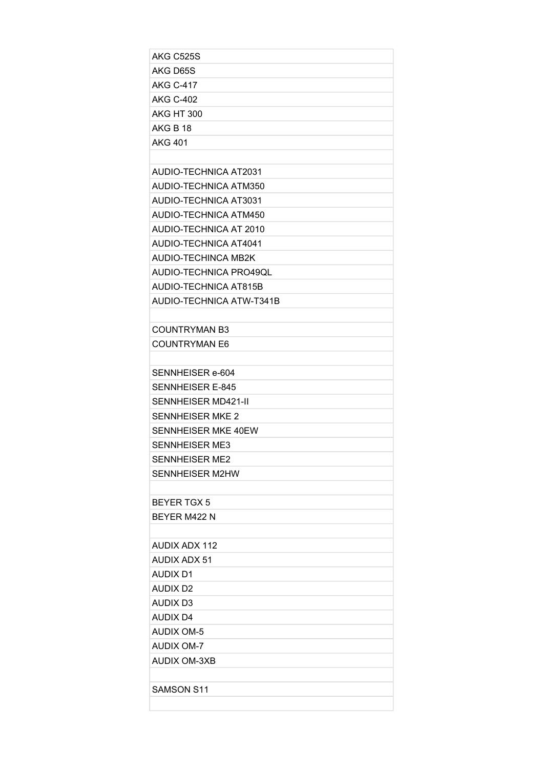| AKG C525S |
| --- |
| AKG D65S |
| AKG C-417 |
| AKG C-402 |
| AKG HT 300 |
| AKG B 18 |
| AKG 401 |
| |
| AUDIO-TECHNICA AT2031 |
| AUDIO-TECHNICA ATM350 |
| AUDIO-TECHNICA AT3031 |
| AUDIO-TECHNICA ATM450 |
| AUDIO-TECHNICA AT 2010 |
| AUDIO-TECHNICA AT4041 |
| AUDIO-TECHINCA MB2K |
| AUDIO-TECHNICA PRO49QL |
| AUDIO-TECHNICA AT815B |
| AUDIO-TECHNICA ATW-T341B |
| |
| COUNTRYMAN B3 |
| COUNTRYMAN E6 |
| |
| SENNHEISER e-604 |
| SENNHEISER E-845 |
| SENNHEISER MD421-II |
| SENNHEISER MKE 2 |
| SENNHEISER MKE 40EW |
| SENNHEISER ME3 |
| SENNHEISER ME2 |
| SENNHEISER M2HW |
| |
| BEYER TGX 5 |
| BEYER M422 N |
| |
| AUDIX ADX 112 |
| AUDIX ADX 51 |
| AUDIX D1 |
| AUDIX D2 |
| AUDIX D3 |
| AUDIX D4 |
| AUDIX OM-5 |
| AUDIX OM-7 |
| AUDIX OM-3XB |
| |
| SAMSON S11 |
| |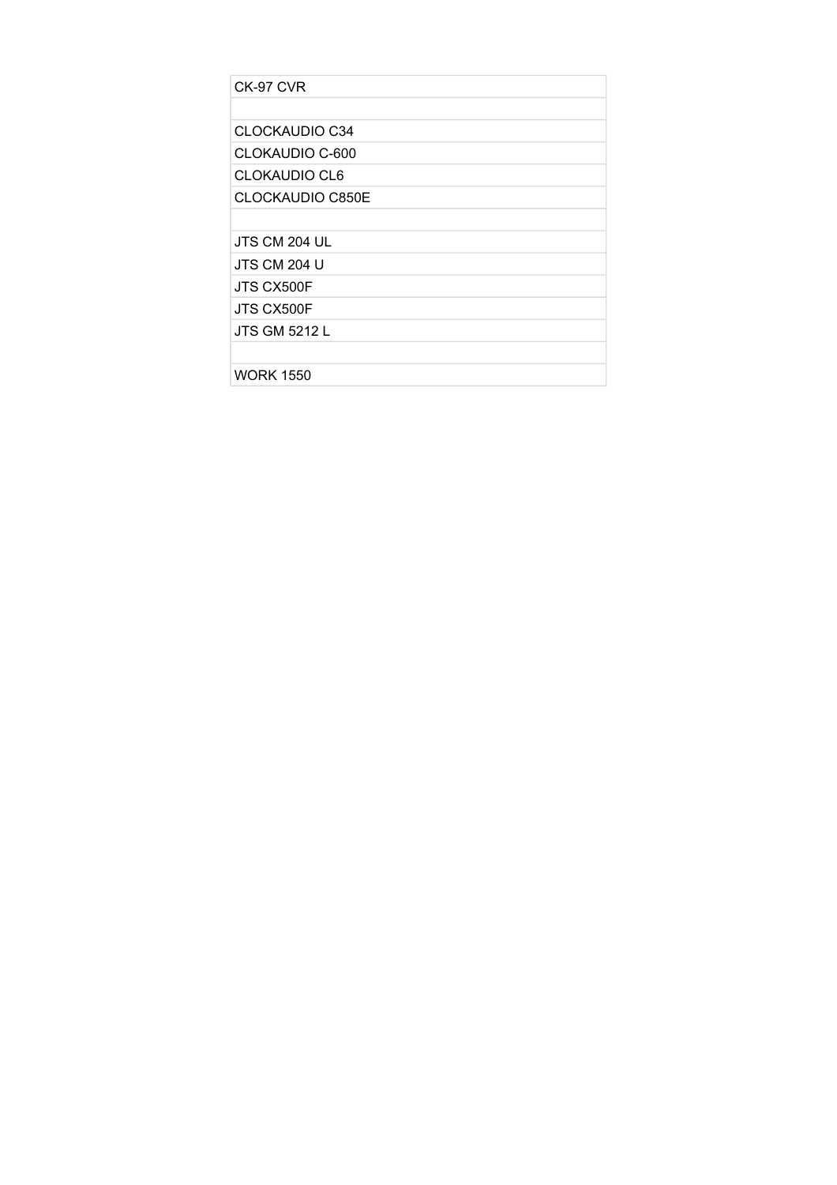| |
|---|
| CK-97 CVR |
| |
| CLOCKAUDIO C34 |
| CLOKAUDIO C-600 |
| CLOKAUDIO CL6 |
| CLOCKAUDIO C850E |
| |
| JTS CM 204 UL |
| JTS CM 204 U |
| JTS CX500F |
| JTS CX500F |
| JTS GM 5212 L |
| |
| WORK 1550 |